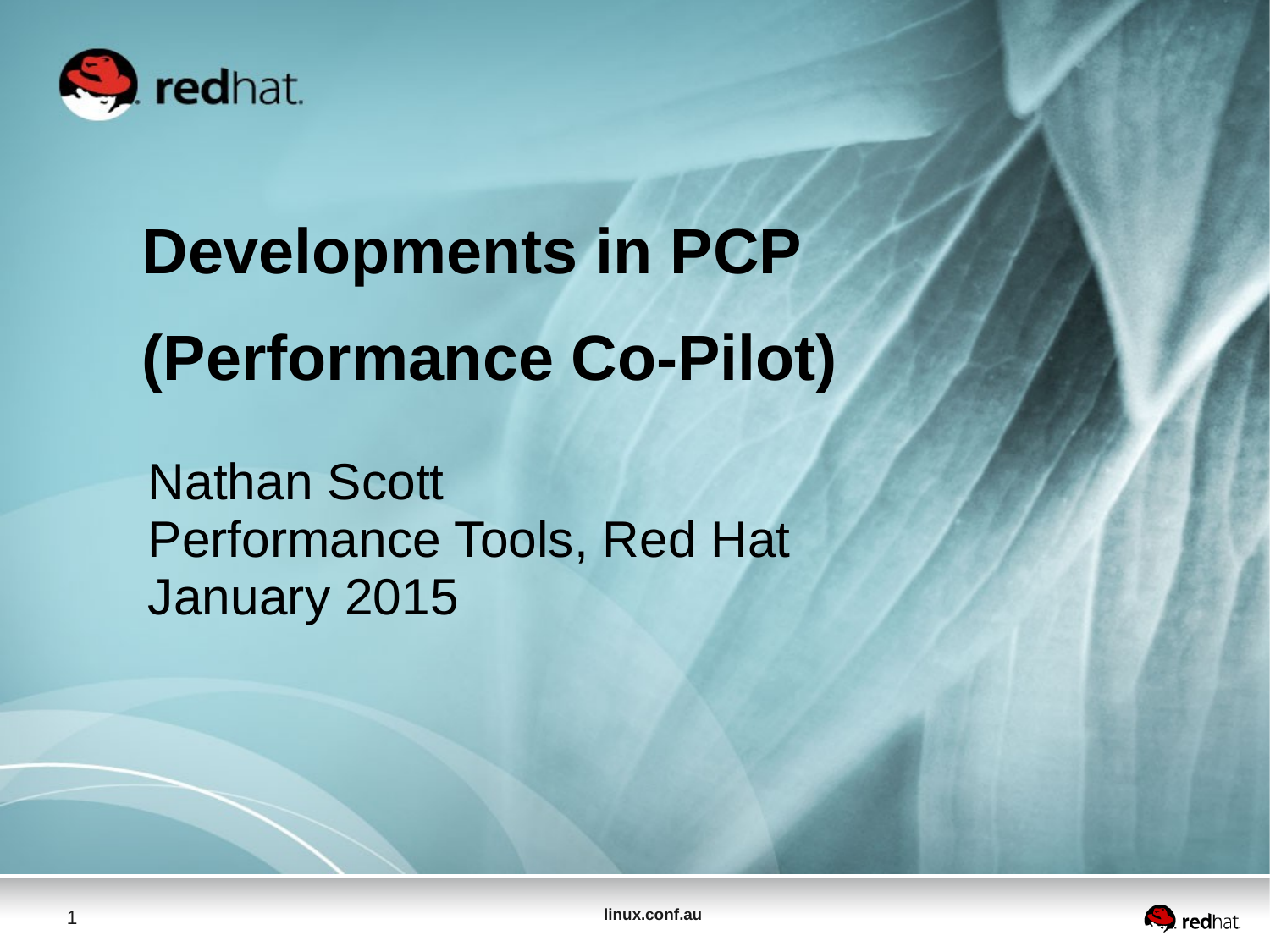# Developments in PCP (Performance Co-Pilot)

Nathan Scott
Performance Tools, Red Hat
January 2015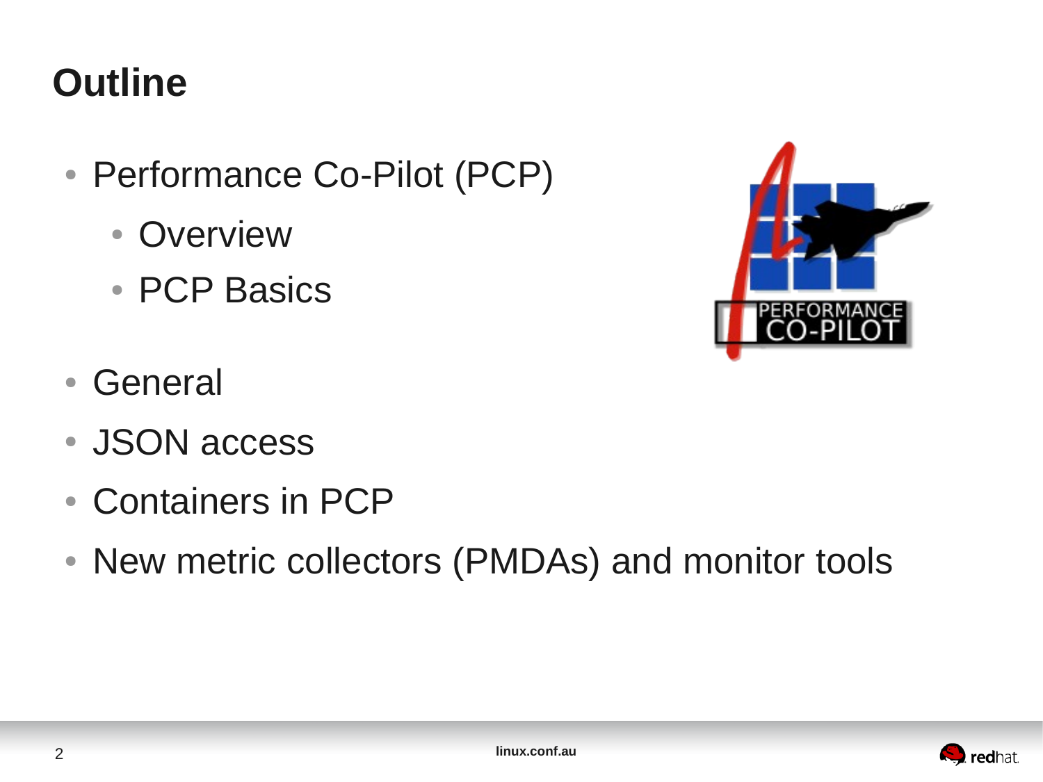# Outline

- Performance Co-Pilot (PCP)
  - Overview
  - PCP Basics
- General
- JSON access
- Containers in PCP
- New metric collectors (PMDAs) and monitor tools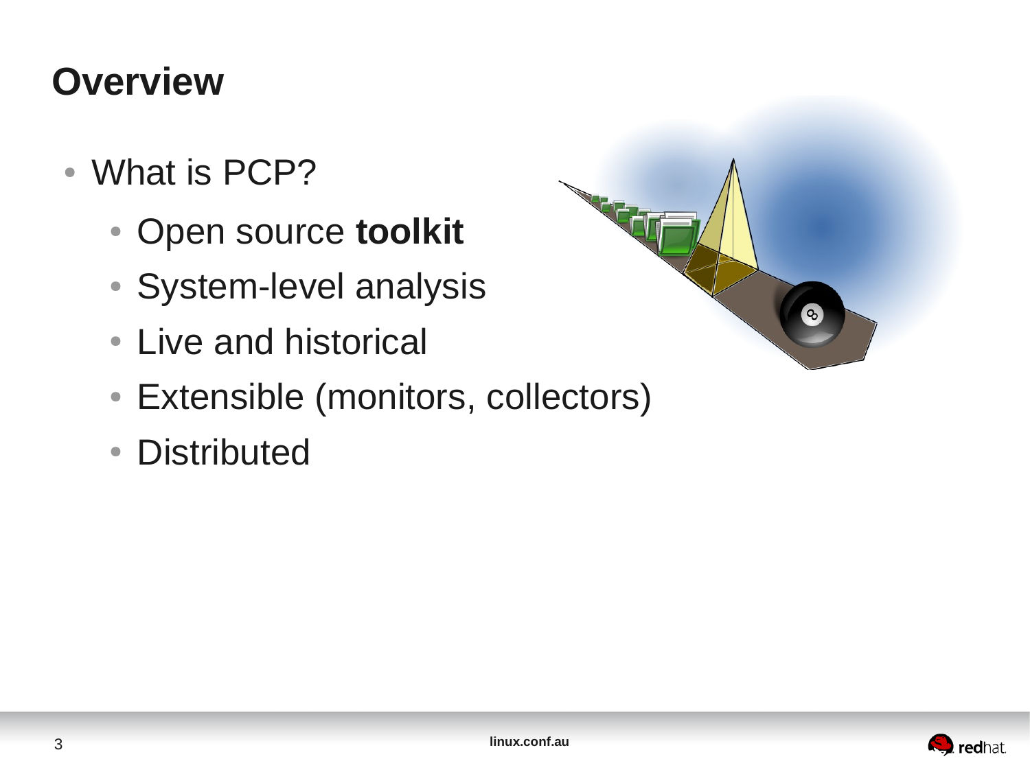# Overview

- What is PCP?
  - Open source **toolkit**
  - System-level analysis
  - Live and historical
  - Extensible (monitors, collectors)
  - Distributed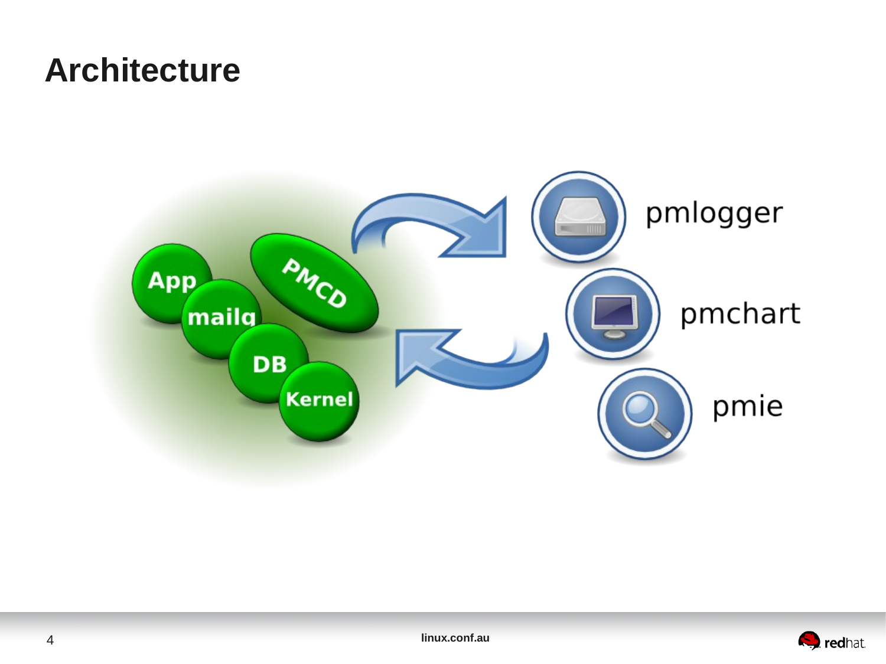# Architecture

App

mailq

DB

Kernel

PMCD

pmlogger

pmchart

pmie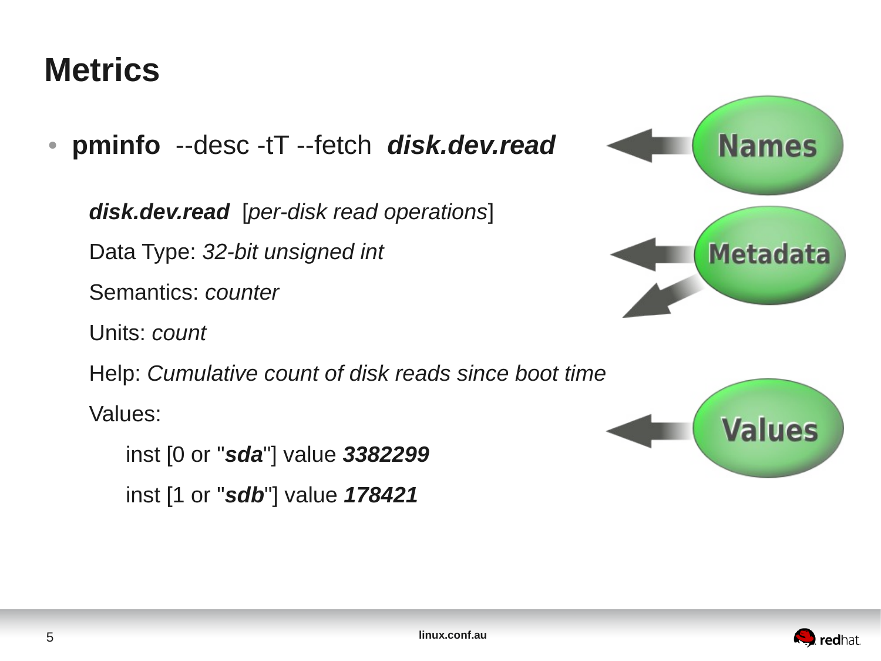# Metrics

- **pminfo** --desc -tT --fetch ***disk.dev.read***

  ***disk.dev.read*** [*per-disk read operations*]

  Data Type: *32-bit unsigned int*

  Semantics: *counter*

  Units: *count*

  Help: *Cumulative count of disk reads since boot time*

  Values:

  inst [0 or "***sda***"] value ***3382299***

  inst [1 or "***sdb***"] value ***178421***

Names

Metadata

Values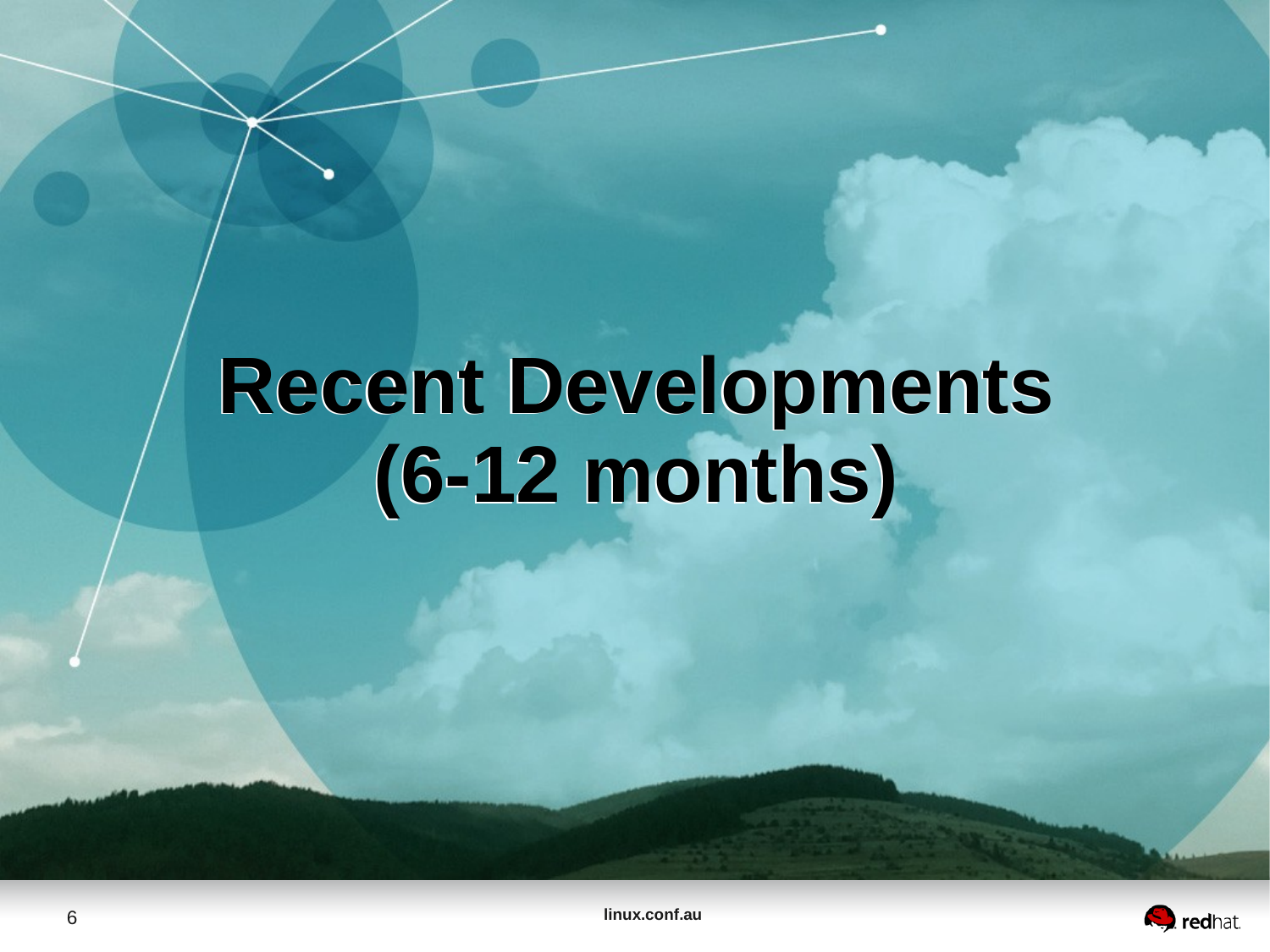# Recent Developments (6-12 months)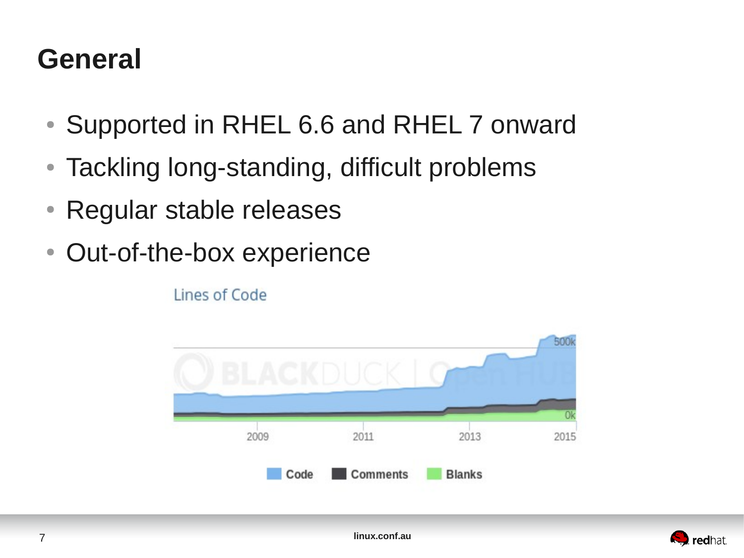# General

- Supported in RHEL 6.6 and RHEL 7 onward
- Tackling long-standing, difficult problems
- Regular stable releases
- Out-of-the-box experience

Lines of Code

500k

0k

2009 2011 2013 2015

Code Comments Blanks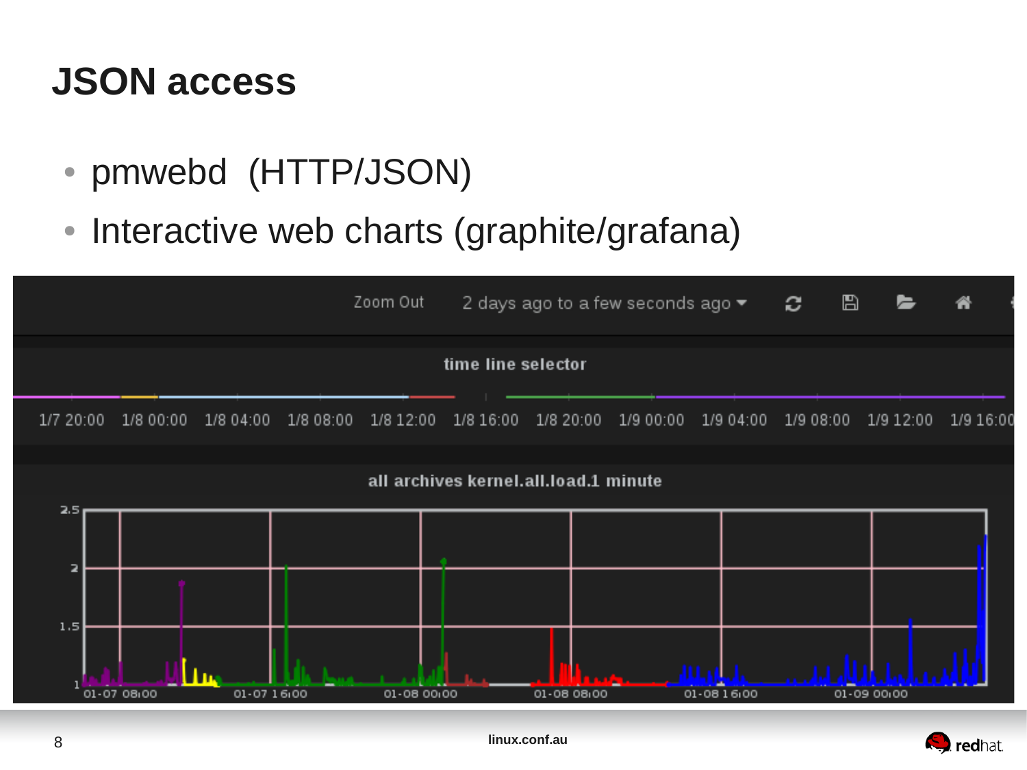# JSON access

- pmwebd (HTTP/JSON)
- Interactive web charts (graphite/grafana)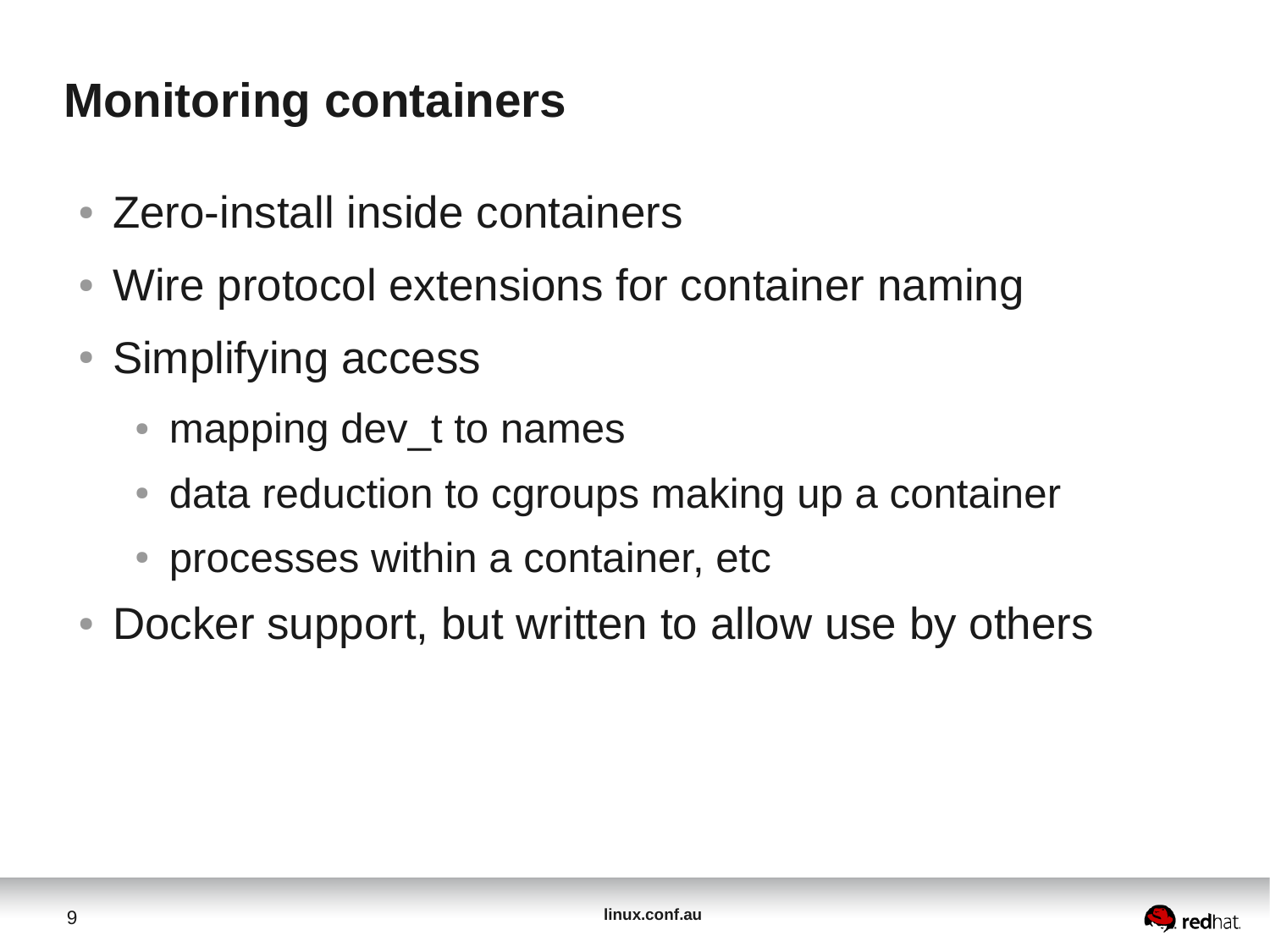# Monitoring containers

- Zero-install inside containers
- Wire protocol extensions for container naming
- Simplifying access
  - mapping dev_t to names
  - data reduction to cgroups making up a container
  - processes within a container, etc
- Docker support, but written to allow use by others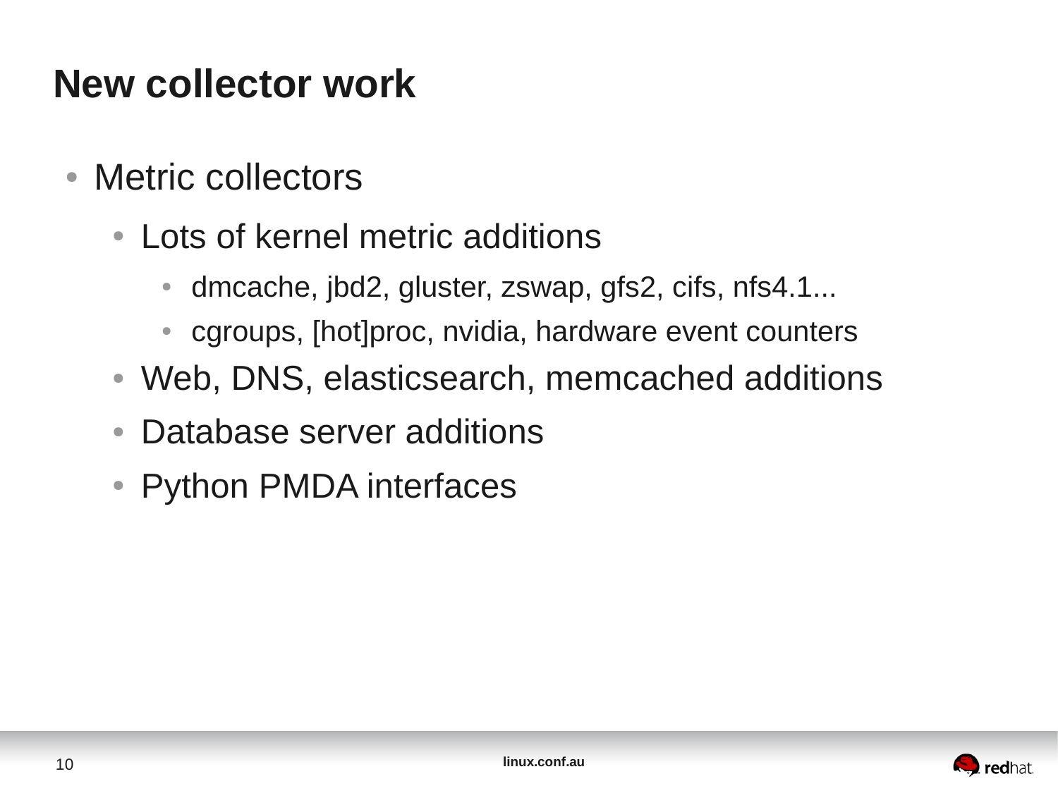# New collector work

- Metric collectors
  - Lots of kernel metric additions
    - dmcache, jbd2, gluster, zswap, gfs2, cifs, nfs4.1...
    - cgroups, [hot]proc, nvidia, hardware event counters
  - Web, DNS, elasticsearch, memcached additions
  - Database server additions
  - Python PMDA interfaces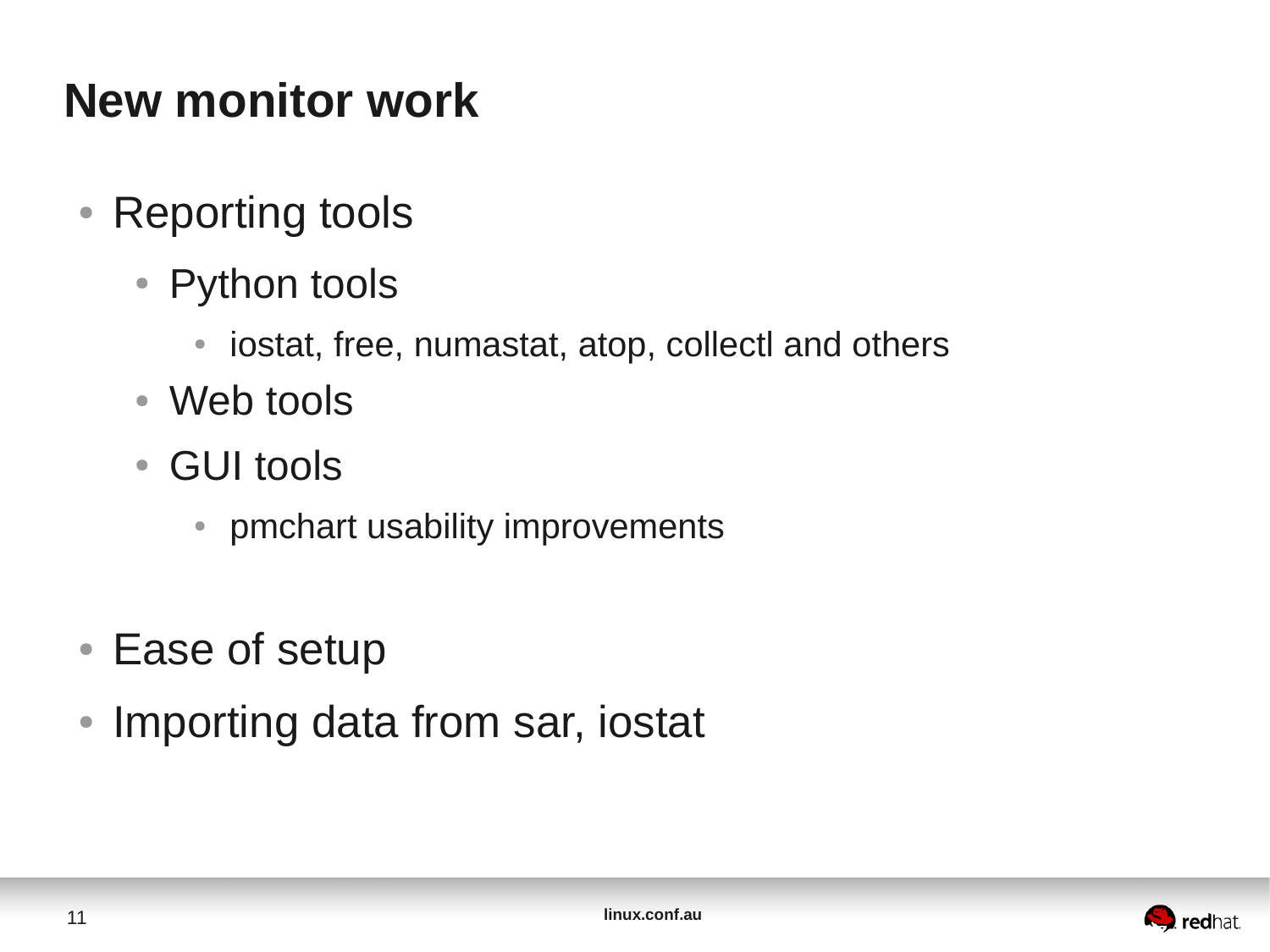# New monitor work

- Reporting tools
    - Python tools
        - iostat, free, numastat, atop, collectl and others
    - Web tools
    - GUI tools
        - pmchart usability improvements

- Ease of setup
- Importing data from sar, iostat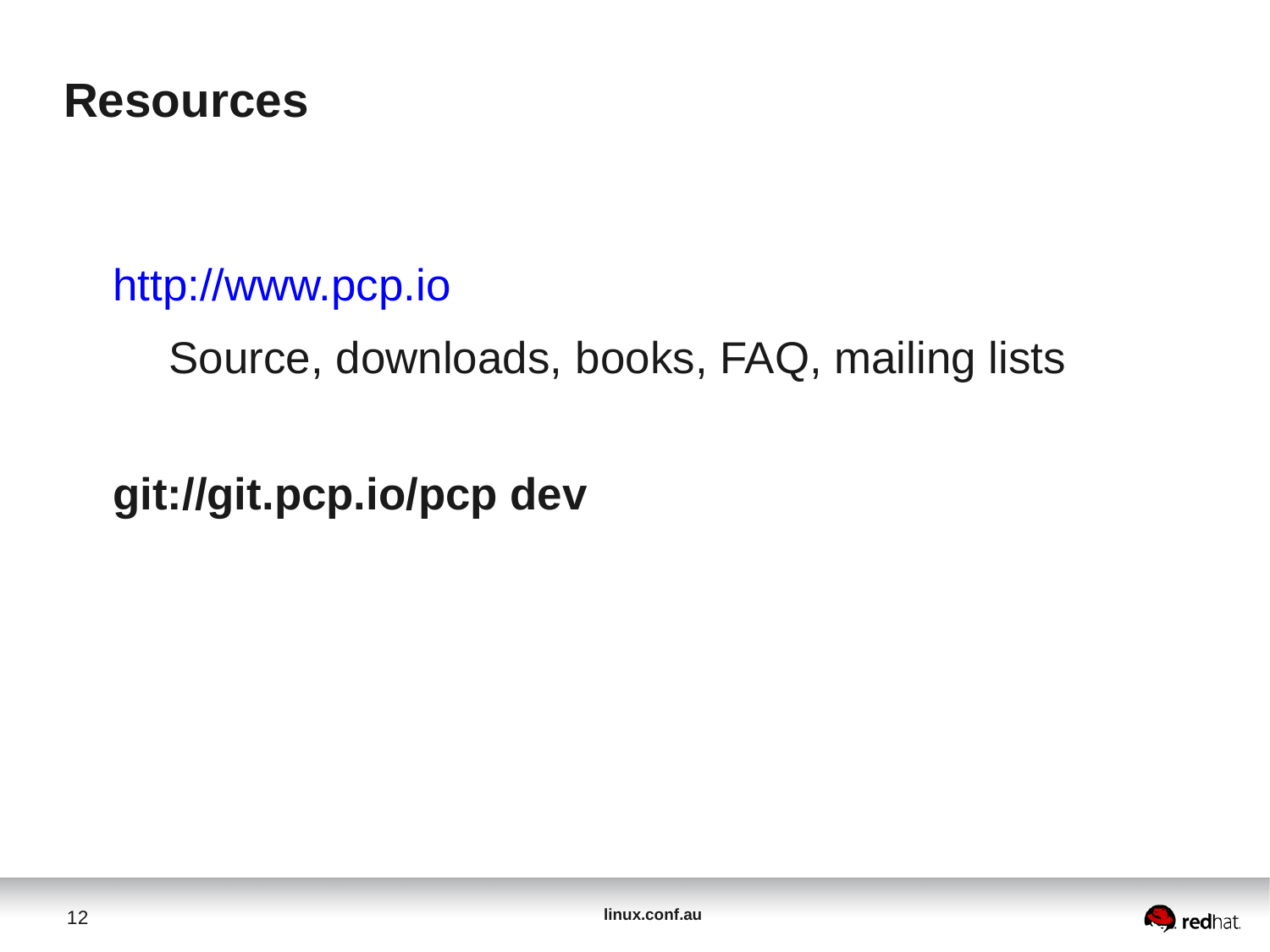# Resources

http://www.pcp.io

Source, downloads, books, FAQ, mailing lists

**git://git.pcp.io/pcp dev**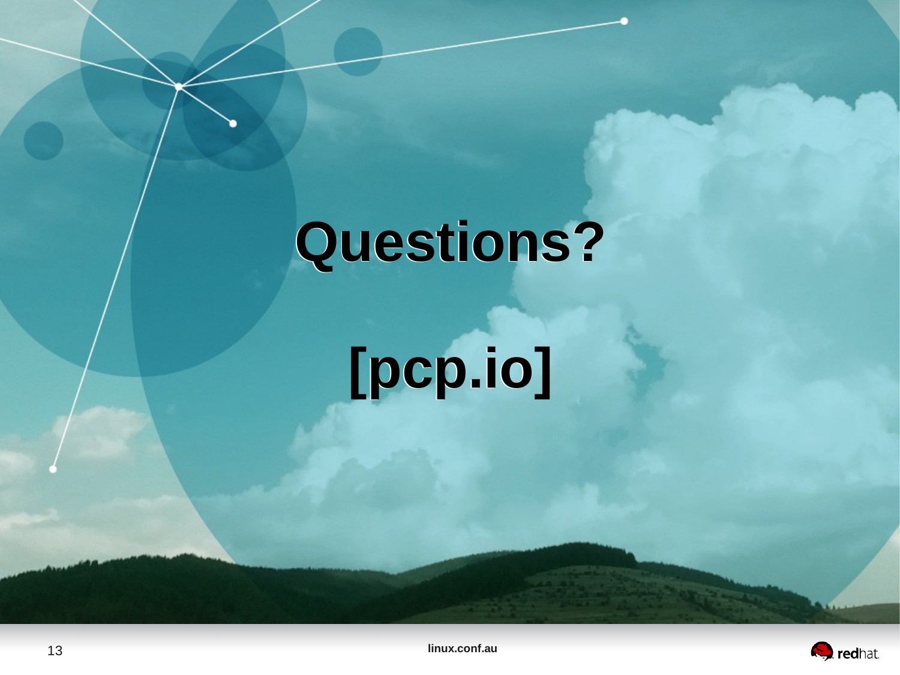# Questions?

# [pcp.io]